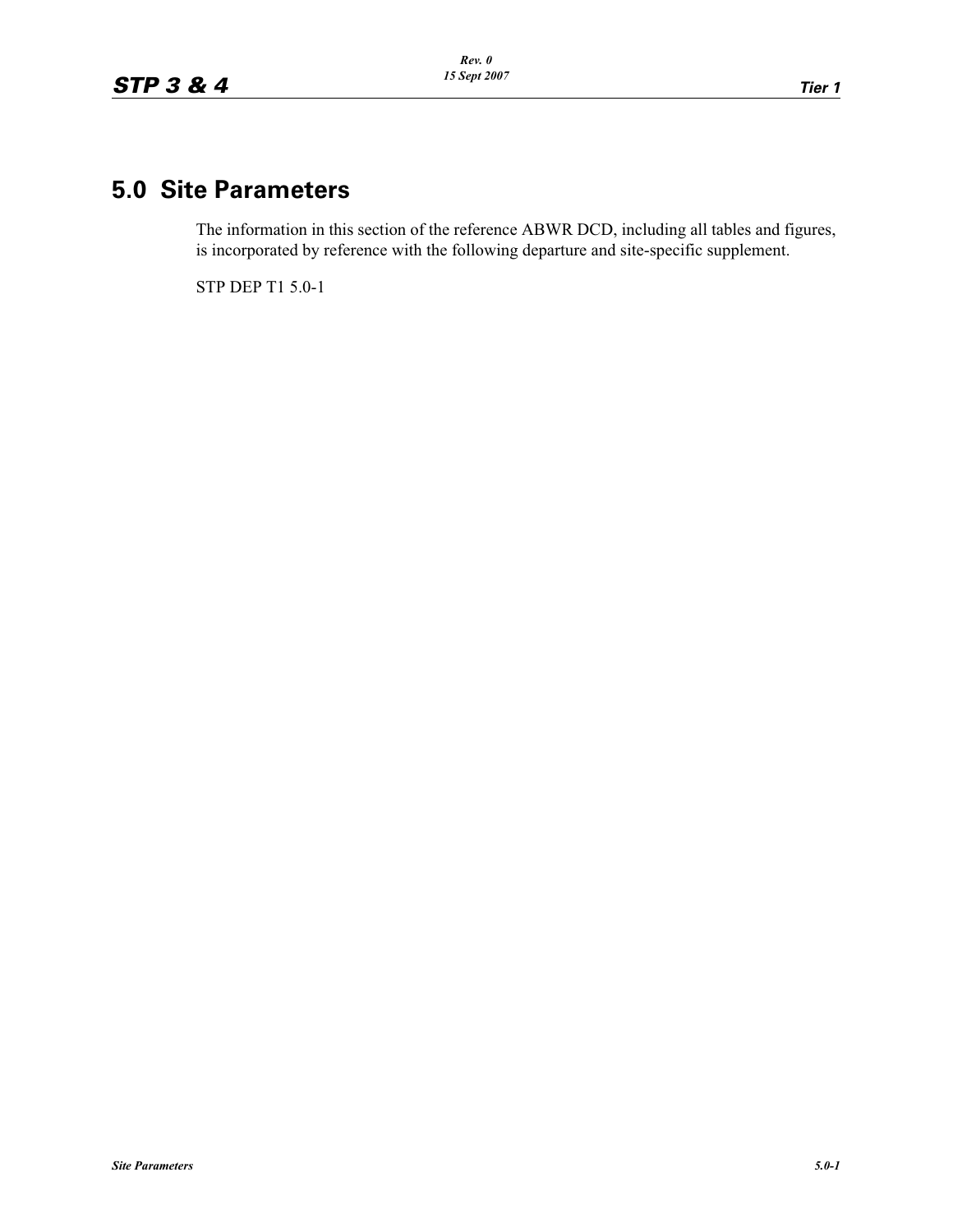# 5.0 Site Parameters

The information in this section of the reference ABWR DCD, including all tables and figures, is incorporated by reference with the following departure and site-specific supplement.

STP DEP T1 5.0-1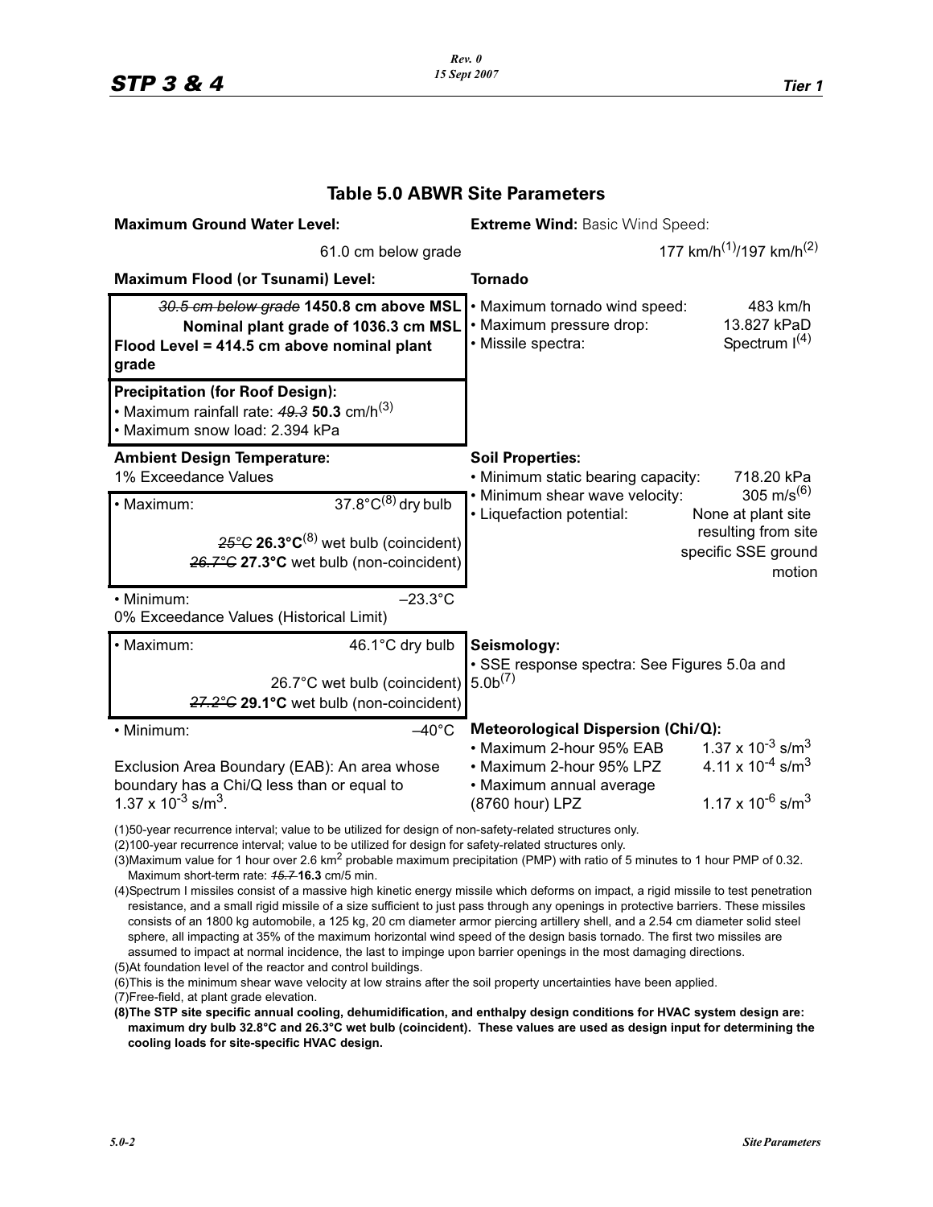## Table 5.0 ABWR Site Parameters

| | |
|---|---|
| **Maximum Ground Water Level:**<br>61.0 cm below grade | **Extreme Wind:** Basic Wind Speed:<br>177 km/h[1]/197 km/h[2] |
| **Maximum Flood (or Tsunami) Level:**<br>~~30.5 cm below grade~~ **1450.8 cm above MSL**<br>**Nominal plant grade of 1036.3 cm MSL**<br>**Flood Level = 414.5 cm above nominal plant grade** | **Tornado**<br>• Maximum tornado wind speed: 483 km/h<br>• Maximum pressure drop: 13.827 kPaD<br>• Missile spectra: Spectrum I[4] |
| **Precipitation (for Roof Design):**<br>• Maximum rainfall rate: ~~49.3~~ **50.3** cm/h[3]<br>• Maximum snow load: 2.394 kPa | |
| **Ambient Design Temperature:**<br>1% Exceedance Values<br>• Maximum: 37.8°C[8] dry bulb<br>~~25°C~~ **26.3°C**[8] wet bulb (coincident)<br>~~26.7°C~~ **27.3°C** wet bulb (non-coincident)<br>• Minimum: –23.3°C | **Soil Properties:**<br>• Minimum static bearing capacity: 718.20 kPa<br>• Minimum shear wave velocity: 305 m/s[6]<br>• Liquefaction potential: None at plant site resulting from site specific SSE ground motion |
| 0% Exceedance Values (Historical Limit)<br>• Maximum: 46.1°C dry bulb<br>26.7°C wet bulb (coincident)<br>~~27.2°C~~ **29.1°C** wet bulb (non-coincident)<br>• Minimum: –40°C | **Seismology:**<br>• SSE response spectra: See Figures 5.0a and 5.0b[7] |
| Exclusion Area Boundary (EAB): An area whose boundary has a Chi/Q less than or equal to $1.37 \times 10^{-3}$ s/m³. | **Meteorological Dispersion (Chi/Q):**<br>• Maximum 2-hour 95% EAB $1.37 \times 10^{-3}$ s/m³<br>• Maximum 2-hour 95% LPZ $4.11 \times 10^{-4}$ s/m³<br>• Maximum annual average (8760 hour) LPZ $1.17 \times 10^{-6}$ s/m³ |

(1)50-year recurrence interval; value to be utilized for design of non-safety-related structures only.

(2)100-year recurrence interval; value to be utilized for design for safety-related structures only.

(3)Maximum value for 1 hour over 2.6 km² probable maximum precipitation (PMP) with ratio of 5 minutes to 1 hour PMP of 0.32. Maximum short-term rate: ~~15.7~~ **16.3** cm/5 min.

(4)Spectrum I missiles consist of a massive high kinetic energy missile which deforms on impact, a rigid missile to test penetration resistance, and a small rigid missile of a size sufficient to just pass through any openings in protective barriers. These missiles consists of an 1800 kg automobile, a 125 kg, 20 cm diameter armor piercing artillery shell, and a 2.54 cm diameter solid steel sphere, all impacting at 35% of the maximum horizontal wind speed of the design basis tornado. The first two missiles are assumed to impact at normal incidence, the last to impinge upon barrier openings in the most damaging directions.

(5)At foundation level of the reactor and control buildings.

(6)This is the minimum shear wave velocity at low strains after the soil property uncertainties have been applied.

(7)Free-field, at plant grade elevation.

**(8)The STP site specific annual cooling, dehumidification, and enthalpy design conditions for HVAC system design are: maximum dry bulb 32.8°C and 26.3°C wet bulb (coincident). These values are used as design input for determining the cooling loads for site-specific HVAC design.**